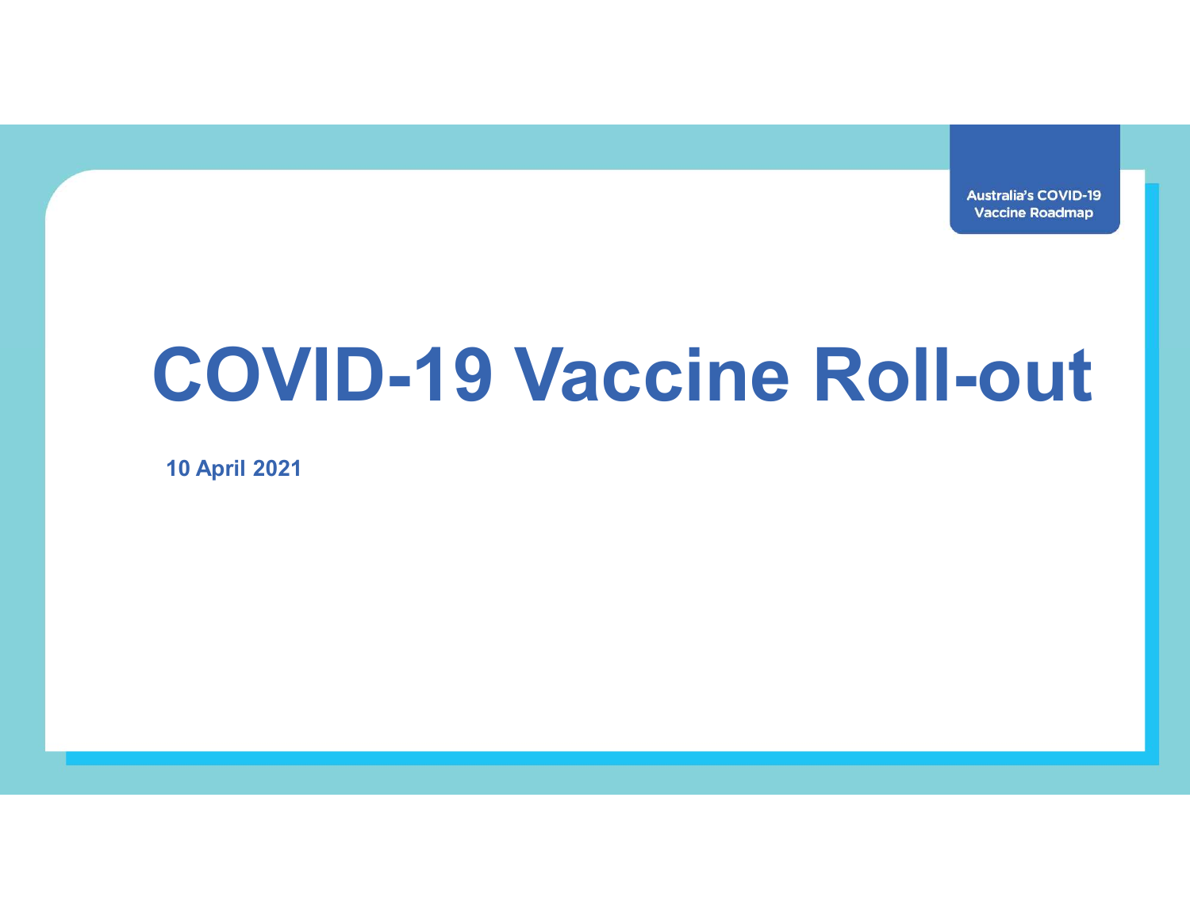Australia's COVID-19 Vaccine Roadmap

# COVID-19 Vaccine Roll-out

**10 April 2021**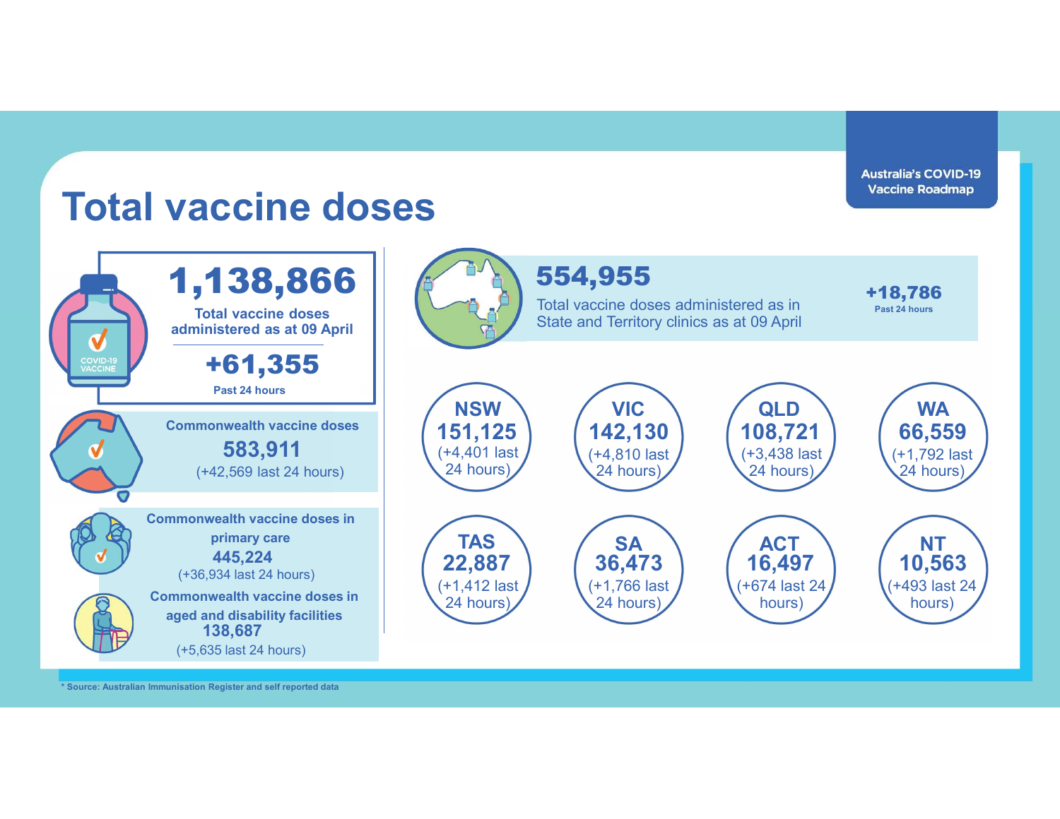Australia's COVID-19 Vaccine Roadmap

# Total vaccine doses

**1,138,866**

Total vaccine doses administered as at 09 April

**+61,355**

Past 24 hours

**Commonwealth vaccine doses**

**583,911**

(+42,569 last 24 hours)

**Commonwealth vaccine doses in primary care**

**445,224**

(+36,934 last 24 hours)

**Commonwealth vaccine doses in aged and disability facilities**

**138,687**

(+5,635 last 24 hours)

**554,955**

Total vaccine doses administered as in State and Territory clinics as at 09 April

**+18,786**

Past 24 hours

| State/Territory | Total doses | Last 24 hours |
|---|---|---|
| NSW | 151,125 | +4,401 |
| VIC | 142,130 | +4,810 |
| QLD | 108,721 | +3,438 |
| WA | 66,559 | +1,792 |
| TAS | 22,887 | +1,412 |
| SA | 36,473 | +1,766 |
| ACT | 16,497 | +674 |
| NT | 10,563 | +493 |

* Source: Australian Immunisation Register and self reported data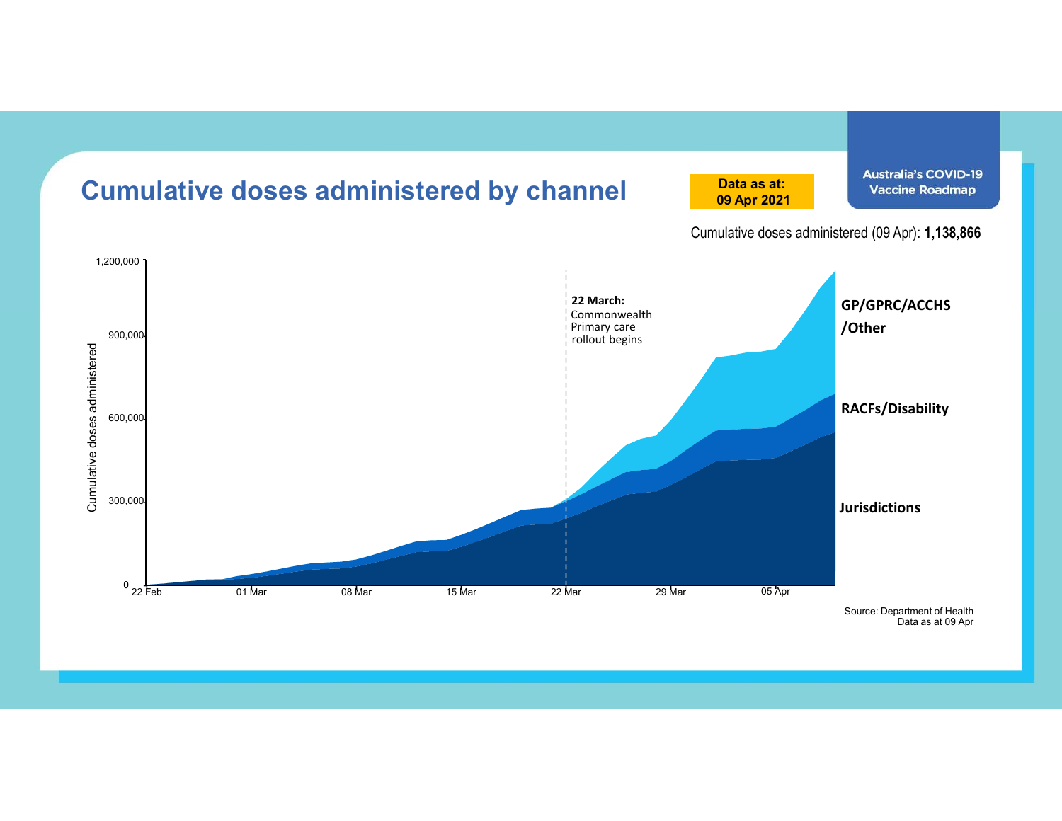# Cumulative doses administered by channel

**Data as at: 09 Apr 2021**

Australia's COVID-19 Vaccine Roadmap

Cumulative doses administered (09 Apr): **1,138,866**

Cumulative doses administered

1,200,000
900,000
600,000
300,000
0

22 Feb | 01 Mar | 08 Mar | 15 Mar | 22 Mar | 29 Mar | 05 Apr

**22 March:** Commonwealth Primary care rollout begins

**GP/GPRC/ACCHS /Other**

**RACFs/Disability**

**Jurisdictions**

Source: Department of Health
Data as at 09 Apr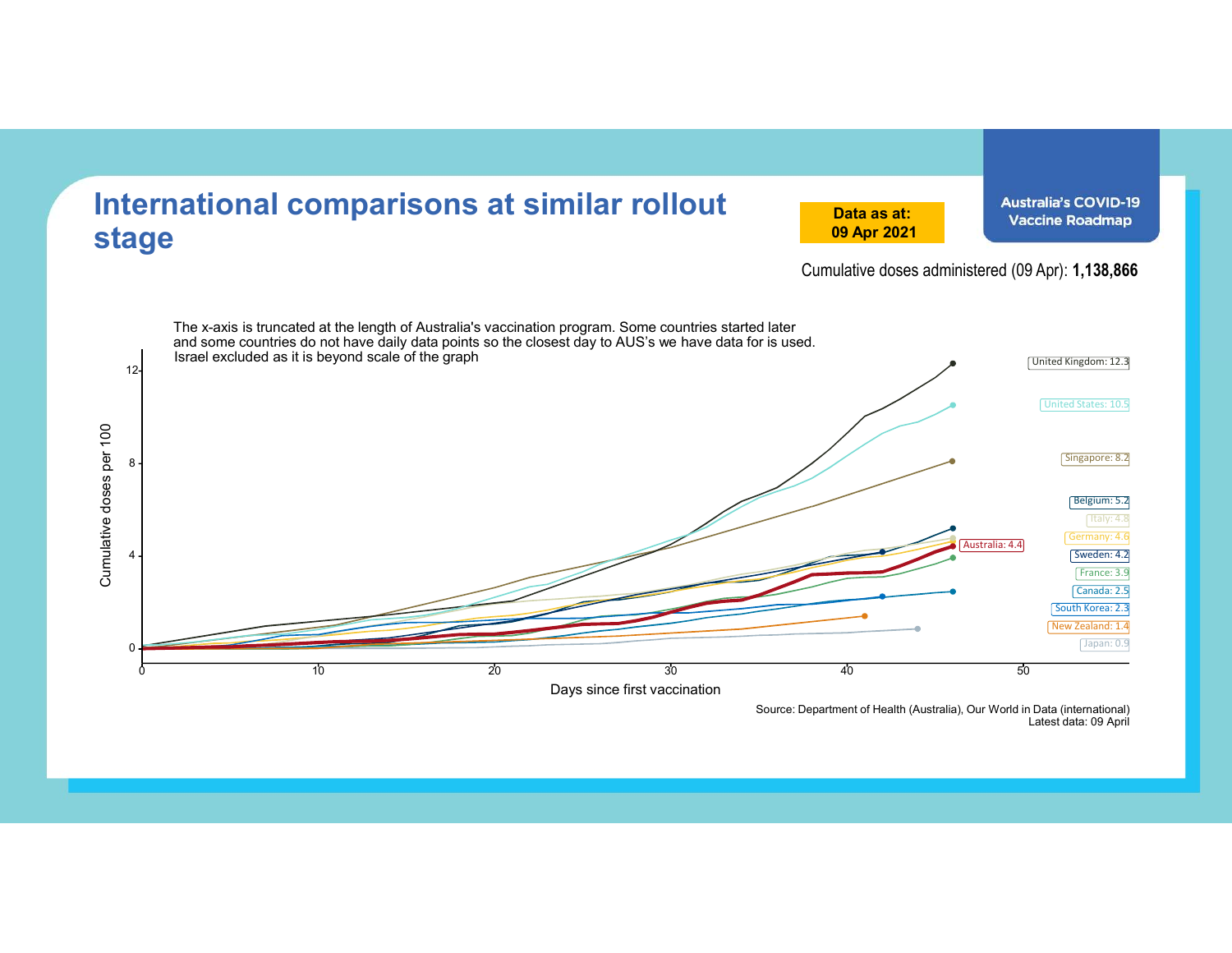# International comparisons at similar rollout stage

**Data as at: 09 Apr 2021**

Australia's COVID-19 Vaccine Roadmap

Cumulative doses administered (09 Apr): **1,138,866**

The x-axis is truncated at the length of Australia's vaccination program. Some countries started later and some countries do not have daily data points so the closest day to AUS's we have data for is used. Israel excluded as it is beyond scale of the graph

Cumulative doses per 100

Days since first vaccination

| Country | Cumulative doses per 100 |
|---|---|
| United Kingdom | 12.3 |
| United States | 10.5 |
| Singapore | 8.2 |
| Belgium | 5.2 |
| Italy | 4.8 |
| Germany | 4.6 |
| Australia | 4.4 |
| Sweden | 4.2 |
| France | 3.9 |
| Canada | 2.5 |
| South Korea | 2.3 |
| New Zealand | 1.4 |
| Japan | 0.9 |

Source: Department of Health (Australia), Our World in Data (international)
Latest data: 09 April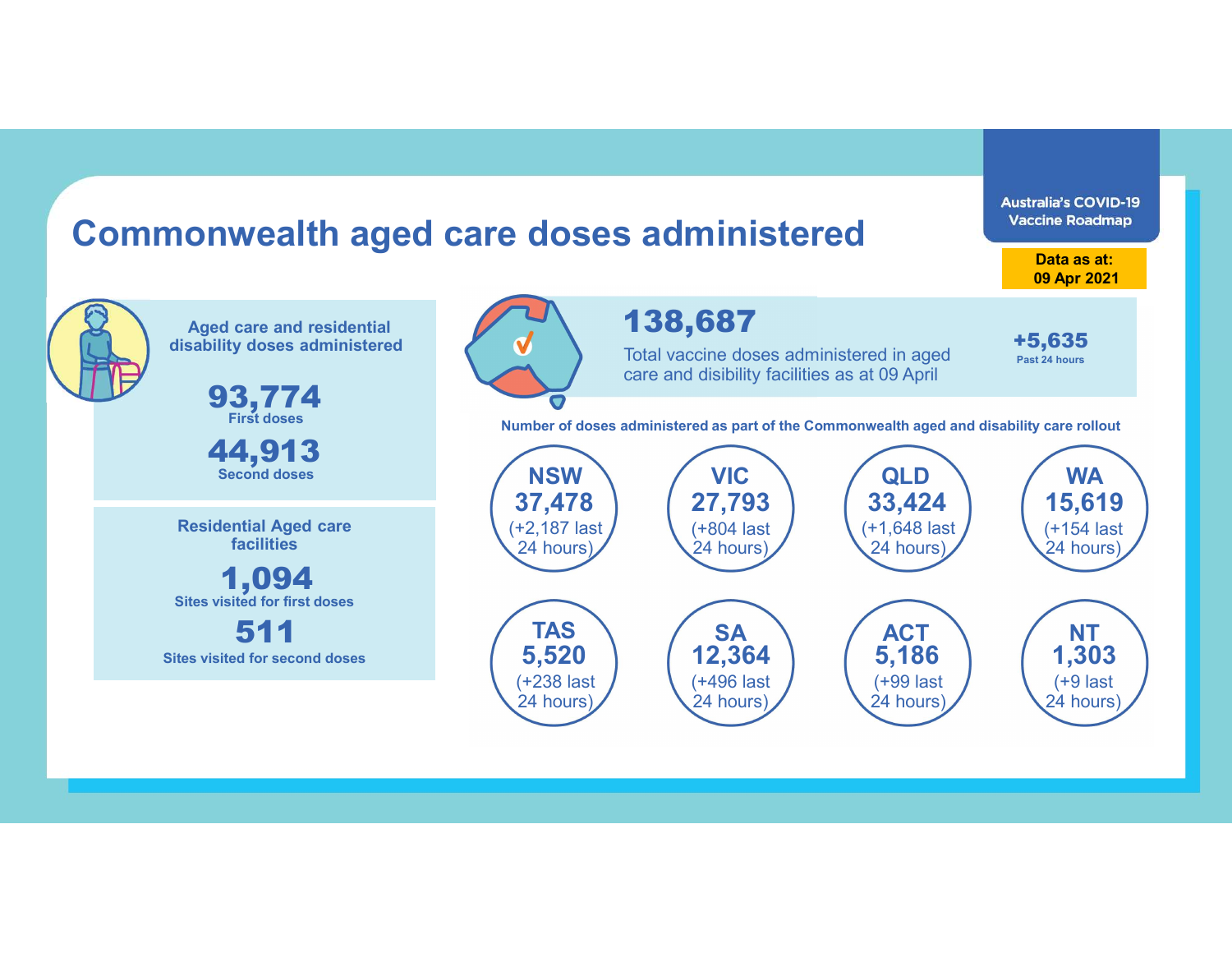# Commonwealth aged care doses administered

Australia's COVID-19 Vaccine Roadmap

**Data as at: 09 Apr 2021**

## Aged care and residential disability doses administered

**93,774**
First doses

**44,913**
Second doses

## Residential Aged care facilities

**1,094**
Sites visited for first doses

**511**
Sites visited for second doses

## 138,687

Total vaccine doses administered in aged care and disability facilities as at 09 April

**+5,635**
Past 24 hours

**Number of doses administered as part of the Commonwealth aged and disability care rollout**

| State/Territory | Doses | Last 24 hours |
| --- | --- | --- |
| NSW | 37,478 | (+2,187 last 24 hours) |
| VIC | 27,793 | (+804 last 24 hours) |
| QLD | 33,424 | (+1,648 last 24 hours) |
| WA | 15,619 | (+154 last 24 hours) |
| TAS | 5,520 | (+238 last 24 hours) |
| SA | 12,364 | (+496 last 24 hours) |
| ACT | 5,186 | (+99 last 24 hours) |
| NT | 1,303 | (+9 last 24 hours) |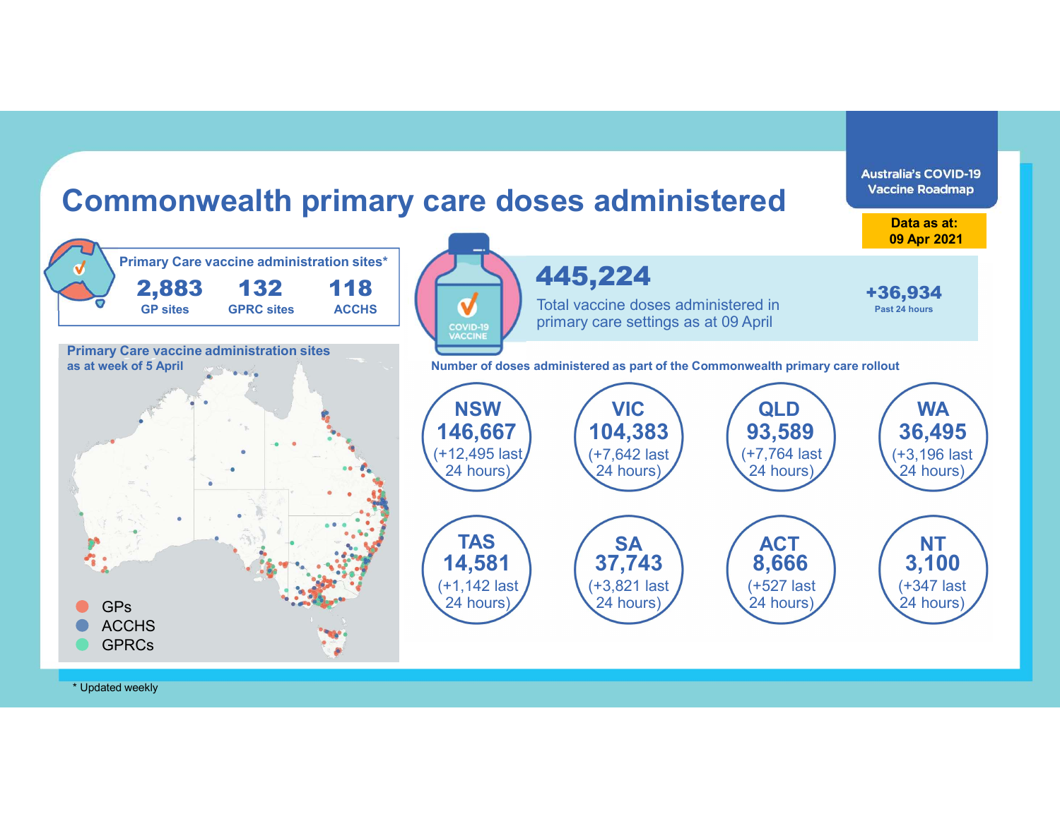# Commonwealth primary care doses administered

Australia's COVID-19 Vaccine Roadmap

**Data as at: 09 Apr 2021**

**Primary Care vaccine administration sites***

| 2,883 | 132 | 118 |
|---|---|---|
| GP sites | GPRC sites | ACCHS |

**Primary Care vaccine administration sites as at week of 5 April**

GPs
ACCHS
GPRCs

**445,224**
Total vaccine doses administered in primary care settings as at 09 April

**+36,934**
Past 24 hours

**Number of doses administered as part of the Commonwealth primary care rollout**

| State | Doses | Last 24 hours |
|---|---|---|
| NSW | 146,667 | (+12,495 last 24 hours) |
| VIC | 104,383 | (+7,642 last 24 hours) |
| QLD | 93,589 | (+7,764 last 24 hours) |
| WA | 36,495 | (+3,196 last 24 hours) |
| TAS | 14,581 | (+1,142 last 24 hours) |
| SA | 37,743 | (+3,821 last 24 hours) |
| ACT | 8,666 | (+527 last 24 hours) |
| NT | 3,100 | (+347 last 24 hours) |

* Updated weekly